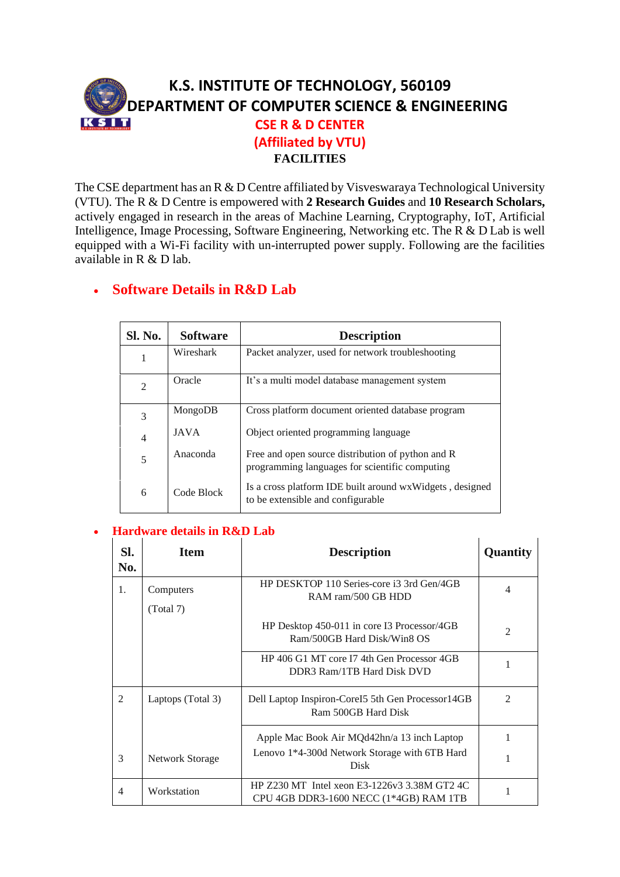# K.S. INSTITUTE OF TECHNOLOGY, 560109

## DEPARTMENT OF COMPUTER SCIENCE & ENGINEERING

### CSE R & D CENTER

### (Affiliated by VTU)

### FACILITIES

The CSE department has an R & D Centre affiliated by Visveswaraya Technological University (VTU). The R & D Centre is empowered with **2 Research Guides** and **10 Research Scholars,** actively engaged in research in the areas of Machine Learning, Cryptography, IoT, Artificial Intelligence, Image Processing, Software Engineering, Networking etc. The R & D Lab is well equipped with a Wi-Fi facility with un-interrupted power supply. Following are the facilities available in R & D lab.

- **Software Details in R&D Lab**

| Sl. No. | Software | Description |
|---|---|---|
| 1 | Wireshark | Packet analyzer, used for network troubleshooting |
| 2 | Oracle | It's a multi model database management system |
| 3 | MongoDB | Cross platform document oriented database program |
| 4 | JAVA | Object oriented programming language |
| 5 | Anaconda | Free and open source distribution of python and R programming languages for scientific computing |
| 6 | Code Block | Is a cross platform IDE built around wxWidgets , designed to be extensible and configurable |

- **Hardware details in R&D Lab**

| Sl. No. | Item | Description | Quantity |
|---|---|---|---|
| 1. | Computers (Total 7) | HP DESKTOP 110 Series-core i3 3rd Gen/4GB RAM ram/500 GB HDD | 4 |
| | | HP Desktop 450-011 in core I3 Processor/4GB Ram/500GB Hard Disk/Win8 OS | 2 |
| | | HP 406 G1 MT core I7 4th Gen Processor 4GB DDR3 Ram/1TB Hard Disk DVD | 1 |
| 2 | Laptops (Total 3) | Dell Laptop Inspiron-CoreI5 5th Gen Processor14GB Ram 500GB Hard Disk | 2 |
| | | Apple Mac Book Air MQd42hn/a 13 inch Laptop | 1 |
| 3 | Network Storage | Lenovo 1*4-300d Network Storage with 6TB Hard Disk | 1 |
| 4 | Workstation | HP Z230 MT Intel xeon E3-1226v3 3.38M GT2 4C CPU 4GB DDR3-1600 NECC (1*4GB) RAM 1TB | 1 |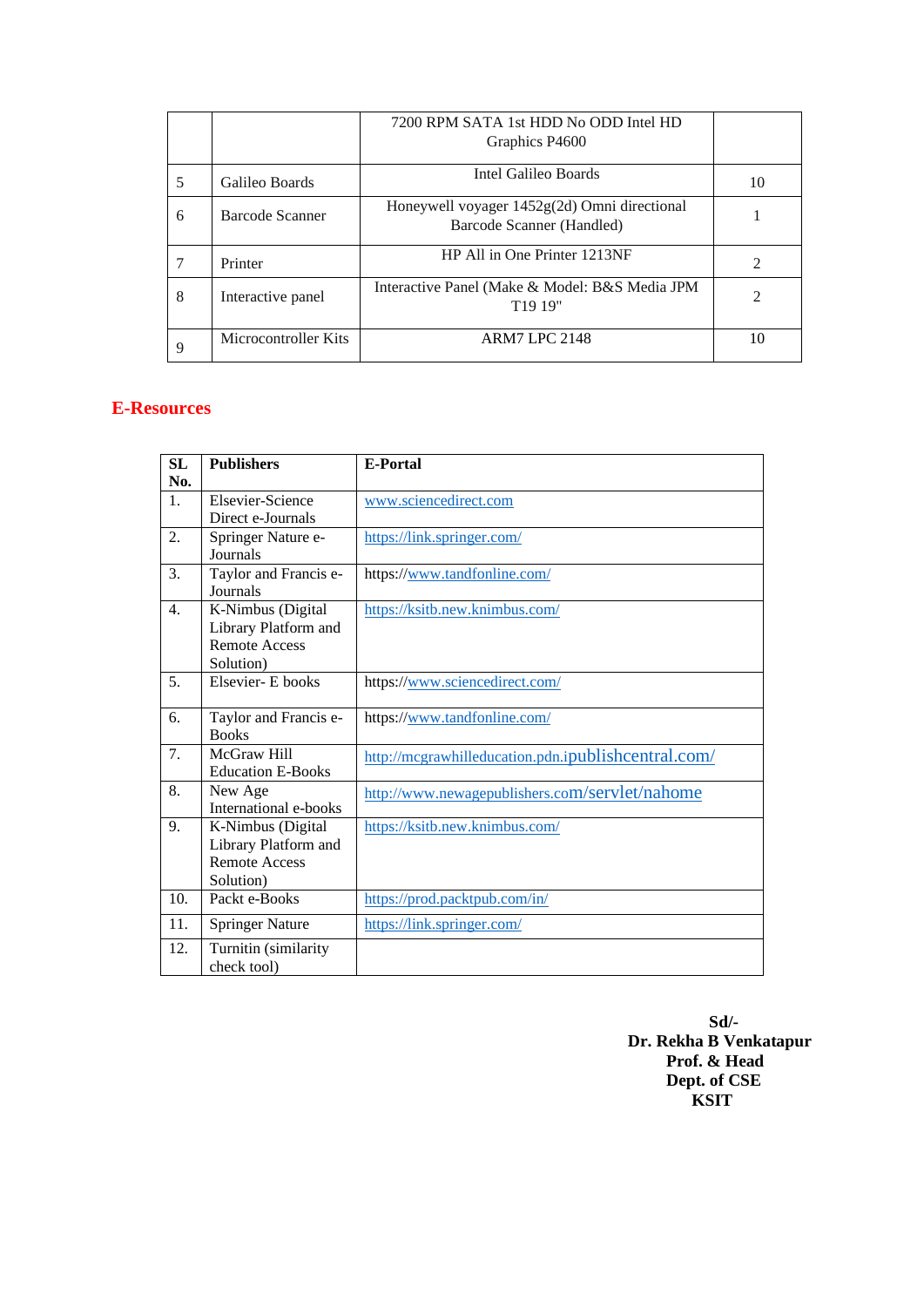| | | | |
|---|---|---|---|
| | | 7200 RPM SATA 1st HDD No ODD Intel HD Graphics P4600 | |
| 5 | Galileo Boards | Intel Galileo Boards | 10 |
| 6 | Barcode Scanner | Honeywell voyager 1452g(2d) Omni directional Barcode Scanner (Handled) | 1 |
| 7 | Printer | HP All in One Printer 1213NF | 2 |
| 8 | Interactive panel | Interactive Panel (Make & Model: B&S Media JPM T19 19" | 2 |
| 9 | Microcontroller Kits | ARM7 LPC 2148 | 10 |

## E-Resources

| SL No. | Publishers | E-Portal |
|---|---|---|
| 1. | Elsevier-Science Direct e-Journals | www.sciencedirect.com |
| 2. | Springer Nature e-Journals | https://link.springer.com/ |
| 3. | Taylor and Francis e-Journals | https://www.tandfonline.com/ |
| 4. | K-Nimbus (Digital Library Platform and Remote Access Solution) | https://ksitb.new.knimbus.com/ |
| 5. | Elsevier- E books | https://www.sciencedirect.com/ |
| 6. | Taylor and Francis e-Books | https://www.tandfonline.com/ |
| 7. | McGraw Hill Education E-Books | http://mcgrawhilleducation.pdn.ipublishcentral.com/ |
| 8. | New Age International e-books | http://www.newagepublishers.com/servlet/nahome |
| 9. | K-Nimbus (Digital Library Platform and Remote Access Solution) | https://ksitb.new.knimbus.com/ |
| 10. | Packt e-Books | https://prod.packtpub.com/in/ |
| 11. | Springer Nature | https://link.springer.com/ |
| 12. | Turnitin (similarity check tool) | |

**Sd/-**
**Dr. Rekha B Venkatapur**
**Prof. & Head**
**Dept. of CSE**
**KSIT**